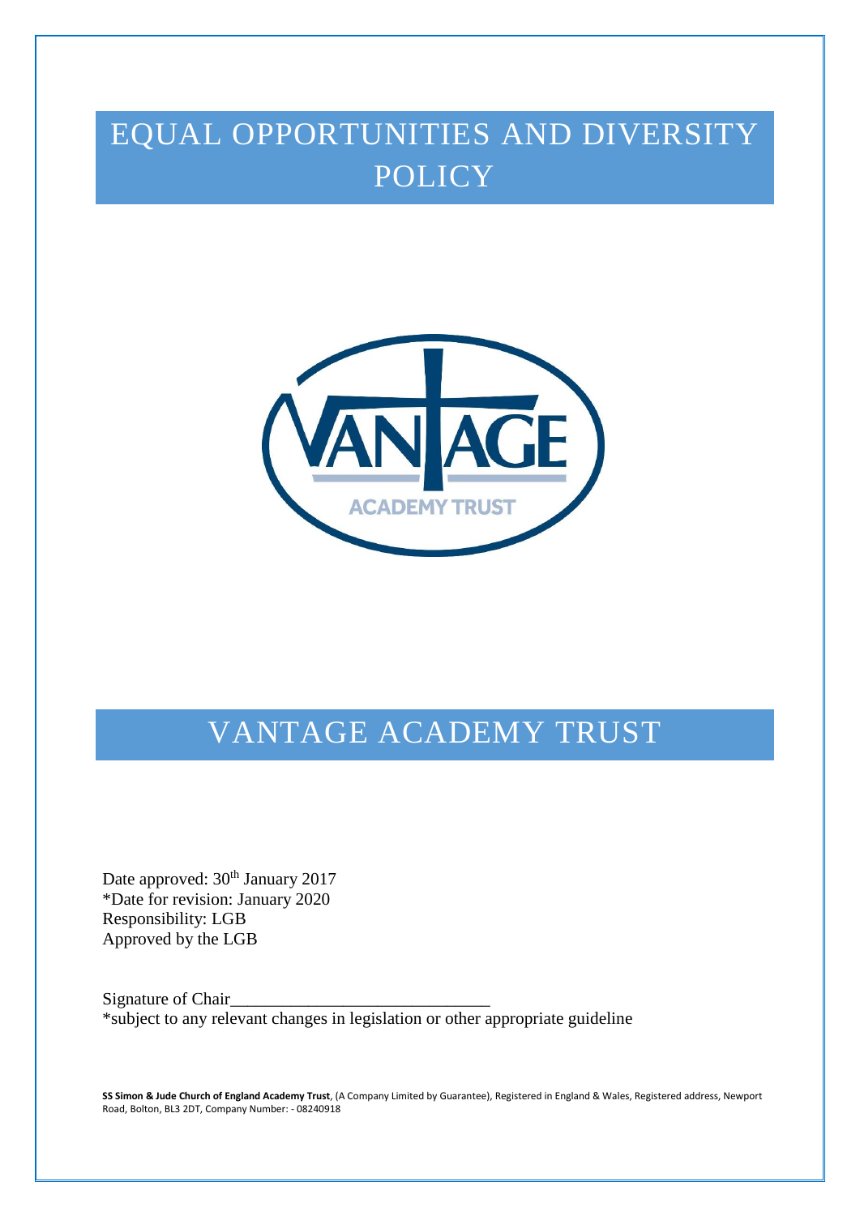# EQUAL OPPORTUNITIES AND DIVERSITY POLICY

# VANTAGE ACADEMY TRUST

Date approved: 30th January 2017
*Date for revision: January 2020
Responsibility: LGB
Approved by the LGB

Signature of Chair______________________________
*subject to any relevant changes in legislation or other appropriate guideline

**SS Simon & Jude Church of England Academy Trust**, (A Company Limited by Guarantee), Registered in England & Wales, Registered address, Newport Road, Bolton, BL3 2DT, Company Number: - 08240918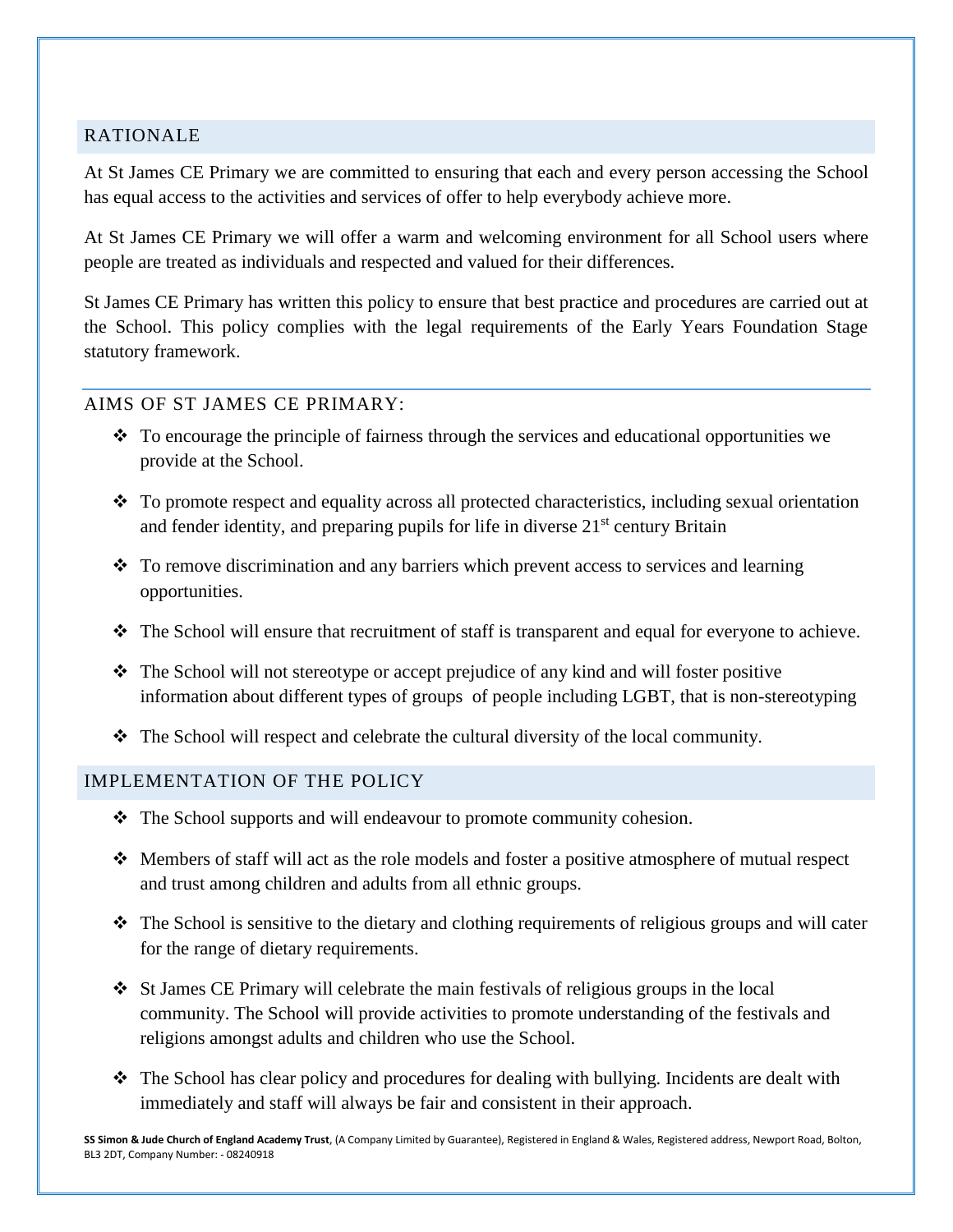## RATIONALE

At St James CE Primary we are committed to ensuring that each and every person accessing the School has equal access to the activities and services of offer to help everybody achieve more.

At St James CE Primary we will offer a warm and welcoming environment for all School users where people are treated as individuals and respected and valued for their differences.

St James CE Primary has written this policy to ensure that best practice and procedures are carried out at the School. This policy complies with the legal requirements of the Early Years Foundation Stage statutory framework.

## AIMS OF ST JAMES CE PRIMARY:

- To encourage the principle of fairness through the services and educational opportunities we provide at the School.
- To promote respect and equality across all protected characteristics, including sexual orientation and fender identity, and preparing pupils for life in diverse 21st century Britain
- To remove discrimination and any barriers which prevent access to services and learning opportunities.
- The School will ensure that recruitment of staff is transparent and equal for everyone to achieve.
- The School will not stereotype or accept prejudice of any kind and will foster positive information about different types of groups of people including LGBT, that is non-stereotyping
- The School will respect and celebrate the cultural diversity of the local community.

## IMPLEMENTATION OF THE POLICY

- The School supports and will endeavour to promote community cohesion.
- Members of staff will act as the role models and foster a positive atmosphere of mutual respect and trust among children and adults from all ethnic groups.
- The School is sensitive to the dietary and clothing requirements of religious groups and will cater for the range of dietary requirements.
- St James CE Primary will celebrate the main festivals of religious groups in the local community. The School will provide activities to promote understanding of the festivals and religions amongst adults and children who use the School.
- The School has clear policy and procedures for dealing with bullying. Incidents are dealt with immediately and staff will always be fair and consistent in their approach.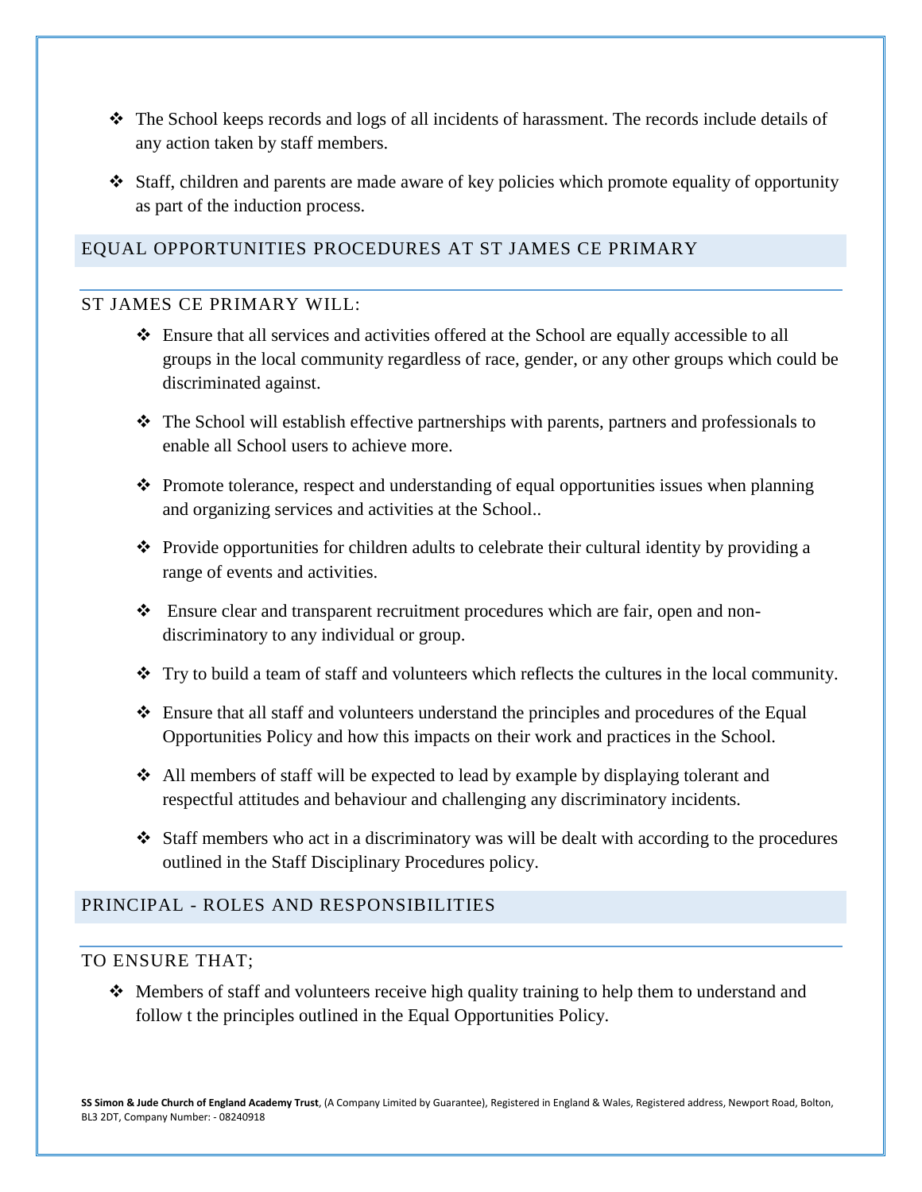- The School keeps records and logs of all incidents of harassment. The records include details of any action taken by staff members.
- Staff, children and parents are made aware of key policies which promote equality of opportunity as part of the induction process.

## EQUAL OPPORTUNITIES PROCEDURES AT ST JAMES CE PRIMARY

### ST JAMES CE PRIMARY WILL:

- Ensure that all services and activities offered at the School are equally accessible to all groups in the local community regardless of race, gender, or any other groups which could be discriminated against.
- The School will establish effective partnerships with parents, partners and professionals to enable all School users to achieve more.
- Promote tolerance, respect and understanding of equal opportunities issues when planning and organizing services and activities at the School..
- Provide opportunities for children adults to celebrate their cultural identity by providing a range of events and activities.
- Ensure clear and transparent recruitment procedures which are fair, open and non-discriminatory to any individual or group.
- Try to build a team of staff and volunteers which reflects the cultures in the local community.
- Ensure that all staff and volunteers understand the principles and procedures of the Equal Opportunities Policy and how this impacts on their work and practices in the School.
- All members of staff will be expected to lead by example by displaying tolerant and respectful attitudes and behaviour and challenging any discriminatory incidents.
- Staff members who act in a discriminatory was will be dealt with according to the procedures outlined in the Staff Disciplinary Procedures policy.

## PRINCIPAL - ROLES AND RESPONSIBILITIES

### TO ENSURE THAT;

- Members of staff and volunteers receive high quality training to help them to understand and follow t the principles outlined in the Equal Opportunities Policy.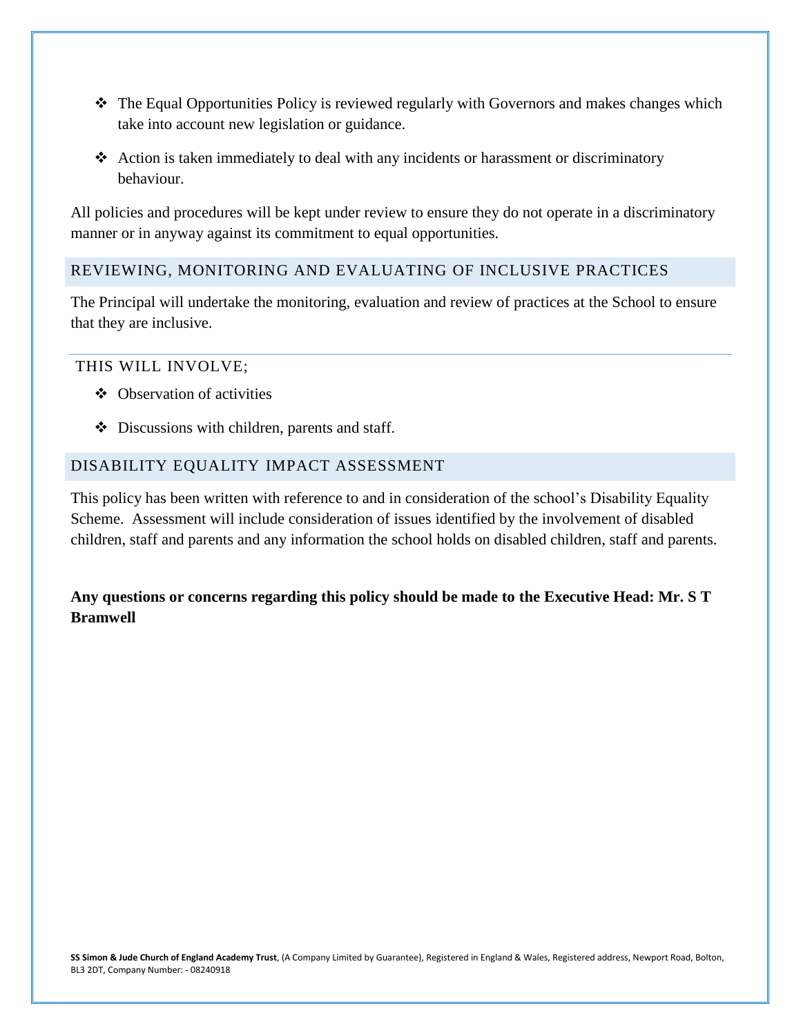- The Equal Opportunities Policy is reviewed regularly with Governors and makes changes which take into account new legislation or guidance.
- Action is taken immediately to deal with any incidents or harassment or discriminatory behaviour.

All policies and procedures will be kept under review to ensure they do not operate in a discriminatory manner or in anyway against its commitment to equal opportunities.

## REVIEWING, MONITORING AND EVALUATING OF INCLUSIVE PRACTICES

The Principal will undertake the monitoring, evaluation and review of practices at the School to ensure that they are inclusive.

### THIS WILL INVOLVE;

- Observation of activities
- Discussions with children, parents and staff.

## DISABILITY EQUALITY IMPACT ASSESSMENT

This policy has been written with reference to and in consideration of the school's Disability Equality Scheme. Assessment will include consideration of issues identified by the involvement of disabled children, staff and parents and any information the school holds on disabled children, staff and parents.

**Any questions or concerns regarding this policy should be made to the Executive Head: Mr. S T Bramwell**